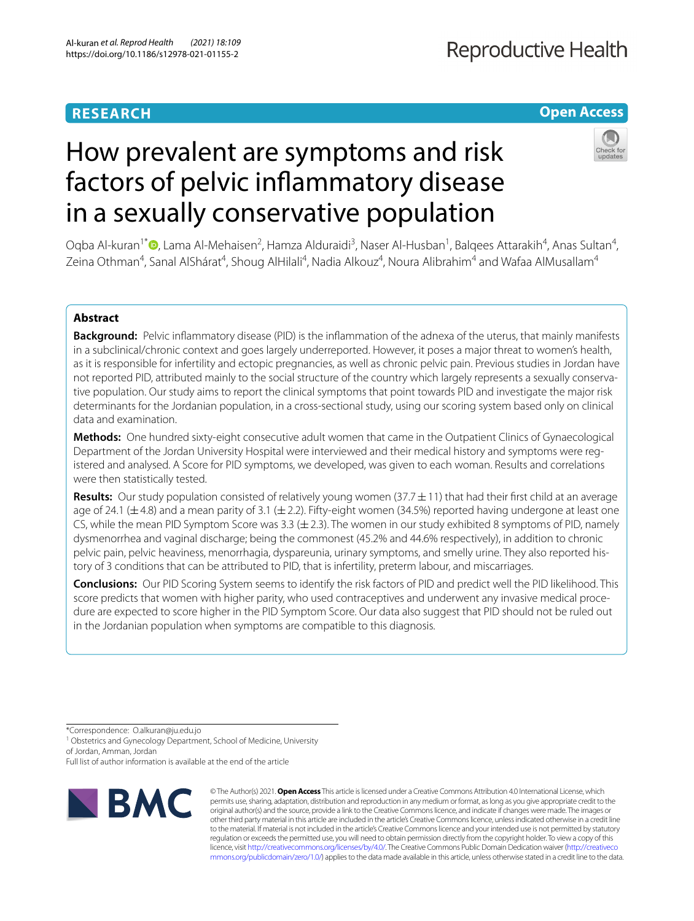RESEARCH

Open Access

# How prevalent are symptoms and risk factors of pelvic inflammatory disease in a sexually conservative population

Oqba Al-kuran[1*], Lama Al-Mehaisen[2], Hamza Alduraidi[3], Naser Al-Husban[1], Balqees Attarakih[4], Anas Sultan[4], Zeina Othman[4], Sanal AlShárat[4], Shoug AlHilali[4], Nadia Alkouz[4], Noura Alibrahim[4] and Wafaa AlMusallam[4]

## Abstract

**Background:** Pelvic inflammatory disease (PID) is the inflammation of the adnexa of the uterus, that mainly manifests in a subclinical/chronic context and goes largely underreported. However, it poses a major threat to women's health, as it is responsible for infertility and ectopic pregnancies, as well as chronic pelvic pain. Previous studies in Jordan have not reported PID, attributed mainly to the social structure of the country which largely represents a sexually conservative population. Our study aims to report the clinical symptoms that point towards PID and investigate the major risk determinants for the Jordanian population, in a cross-sectional study, using our scoring system based only on clinical data and examination.

**Methods:** One hundred sixty-eight consecutive adult women that came in the Outpatient Clinics of Gynaecological Department of the Jordan University Hospital were interviewed and their medical history and symptoms were registered and analysed. A Score for PID symptoms, we developed, was given to each woman. Results and correlations were then statistically tested.

**Results:** Our study population consisted of relatively young women (37.7 ± 11) that had their first child at an average age of 24.1 (± 4.8) and a mean parity of 3.1 (± 2.2). Fifty-eight women (34.5%) reported having undergone at least one CS, while the mean PID Symptom Score was 3.3 (± 2.3). The women in our study exhibited 8 symptoms of PID, namely dysmenorrhea and vaginal discharge; being the commonest (45.2% and 44.6% respectively), in addition to chronic pelvic pain, pelvic heaviness, menorrhagia, dyspareunia, urinary symptoms, and smelly urine. They also reported history of 3 conditions that can be attributed to PID, that is infertility, preterm labour, and miscarriages.

**Conclusions:** Our PID Scoring System seems to identify the risk factors of PID and predict well the PID likelihood. This score predicts that women with higher parity, who used contraceptives and underwent any invasive medical procedure are expected to score higher in the PID Symptom Score. Our data also suggest that PID should not be ruled out in the Jordanian population when symptoms are compatible to this diagnosis.

*Correspondence: O.alkuran@ju.edu.jo
[1] Obstetrics and Gynecology Department, School of Medicine, University of Jordan, Amman, Jordan
Full list of author information is available at the end of the article

© The Author(s) 2021. **Open Access** This article is licensed under a Creative Commons Attribution 4.0 International License, which permits use, sharing, adaptation, distribution and reproduction in any medium or format, as long as you give appropriate credit to the original author(s) and the source, provide a link to the Creative Commons licence, and indicate if changes were made. The images or other third party material in this article are included in the article's Creative Commons licence, unless indicated otherwise in a credit line to the material. If material is not included in the article's Creative Commons licence and your intended use is not permitted by statutory regulation or exceeds the permitted use, you will need to obtain permission directly from the copyright holder. To view a copy of this licence, visit http://creativecommons.org/licenses/by/4.0/. The Creative Commons Public Domain Dedication waiver (http://creativecommons.org/publicdomain/zero/1.0/) applies to the data made available in this article, unless otherwise stated in a credit line to the data.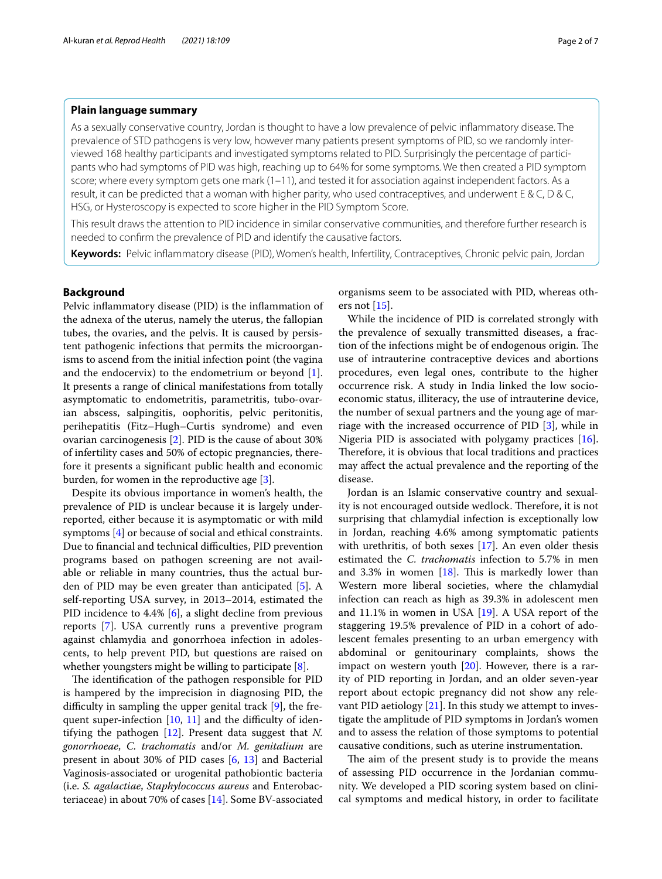## Plain language summary

As a sexually conservative country, Jordan is thought to have a low prevalence of pelvic inflammatory disease. The prevalence of STD pathogens is very low, however many patients present symptoms of PID, so we randomly interviewed 168 healthy participants and investigated symptoms related to PID. Surprisingly the percentage of participants who had symptoms of PID was high, reaching up to 64% for some symptoms. We then created a PID symptom score; where every symptom gets one mark (1–11), and tested it for association against independent factors. As a result, it can be predicted that a woman with higher parity, who used contraceptives, and underwent E & C, D & C, HSG, or Hysteroscopy is expected to score higher in the PID Symptom Score.

This result draws the attention to PID incidence in similar conservative communities, and therefore further research is needed to confirm the prevalence of PID and identify the causative factors.

**Keywords:** Pelvic inflammatory disease (PID), Women's health, Infertility, Contraceptives, Chronic pelvic pain, Jordan

## Background

Pelvic inflammatory disease (PID) is the inflammation of the adnexa of the uterus, namely the uterus, the fallopian tubes, the ovaries, and the pelvis. It is caused by persistent pathogenic infections that permits the microorganisms to ascend from the initial infection point (the vagina and the endocervix) to the endometrium or beyond [1]. It presents a range of clinical manifestations from totally asymptomatic to endometritis, parametritis, tubo-ovarian abscess, salpingitis, oophoritis, pelvic peritonitis, perihepatitis (Fitz–Hugh–Curtis syndrome) and even ovarian carcinogenesis [2]. PID is the cause of about 30% of infertility cases and 50% of ectopic pregnancies, therefore it presents a significant public health and economic burden, for women in the reproductive age [3].

Despite its obvious importance in women's health, the prevalence of PID is unclear because it is largely underreported, either because it is asymptomatic or with mild symptoms [4] or because of social and ethical constraints. Due to financial and technical difficulties, PID prevention programs based on pathogen screening are not available or reliable in many countries, thus the actual burden of PID may be even greater than anticipated [5]. A self-reporting USA survey, in 2013–2014, estimated the PID incidence to 4.4% [6], a slight decline from previous reports [7]. USA currently runs a preventive program against chlamydia and gonorrhoea infection in adolescents, to help prevent PID, but questions are raised on whether youngsters might be willing to participate [8].

The identification of the pathogen responsible for PID is hampered by the imprecision in diagnosing PID, the difficulty in sampling the upper genital track [9], the frequent super-infection [10, 11] and the difficulty of identifying the pathogen [12]. Present data suggest that *N. gonorrhoeae*, *C. trachomatis* and/or *M. genitalium* are present in about 30% of PID cases [6, 13] and Bacterial Vaginosis-associated or urogenital pathobiontic bacteria (i.e. *S. agalactiae*, *Staphylococcus aureus* and Enterobacteriaceae) in about 70% of cases [14]. Some BV-associated organisms seem to be associated with PID, whereas others not [15].

While the incidence of PID is correlated strongly with the prevalence of sexually transmitted diseases, a fraction of the infections might be of endogenous origin. The use of intrauterine contraceptive devices and abortions procedures, even legal ones, contribute to the higher occurrence risk. A study in India linked the low socioeconomic status, illiteracy, the use of intrauterine device, the number of sexual partners and the young age of marriage with the increased occurrence of PID [3], while in Nigeria PID is associated with polygamy practices [16]. Therefore, it is obvious that local traditions and practices may affect the actual prevalence and the reporting of the disease.

Jordan is an Islamic conservative country and sexuality is not encouraged outside wedlock. Therefore, it is not surprising that chlamydial infection is exceptionally low in Jordan, reaching 4.6% among symptomatic patients with urethritis, of both sexes [17]. An even older thesis estimated the *C. trachomatis* infection to 5.7% in men and 3.3% in women [18]. This is markedly lower than Western more liberal societies, where the chlamydial infection can reach as high as 39.3% in adolescent men and 11.1% in women in USA [19]. A USA report of the staggering 19.5% prevalence of PID in a cohort of adolescent females presenting to an urban emergency with abdominal or genitourinary complaints, shows the impact on western youth [20]. However, there is a rarity of PID reporting in Jordan, and an older seven-year report about ectopic pregnancy did not show any relevant PID aetiology [21]. In this study we attempt to investigate the amplitude of PID symptoms in Jordan's women and to assess the relation of those symptoms to potential causative conditions, such as uterine instrumentation.

The aim of the present study is to provide the means of assessing PID occurrence in the Jordanian community. We developed a PID scoring system based on clinical symptoms and medical history, in order to facilitate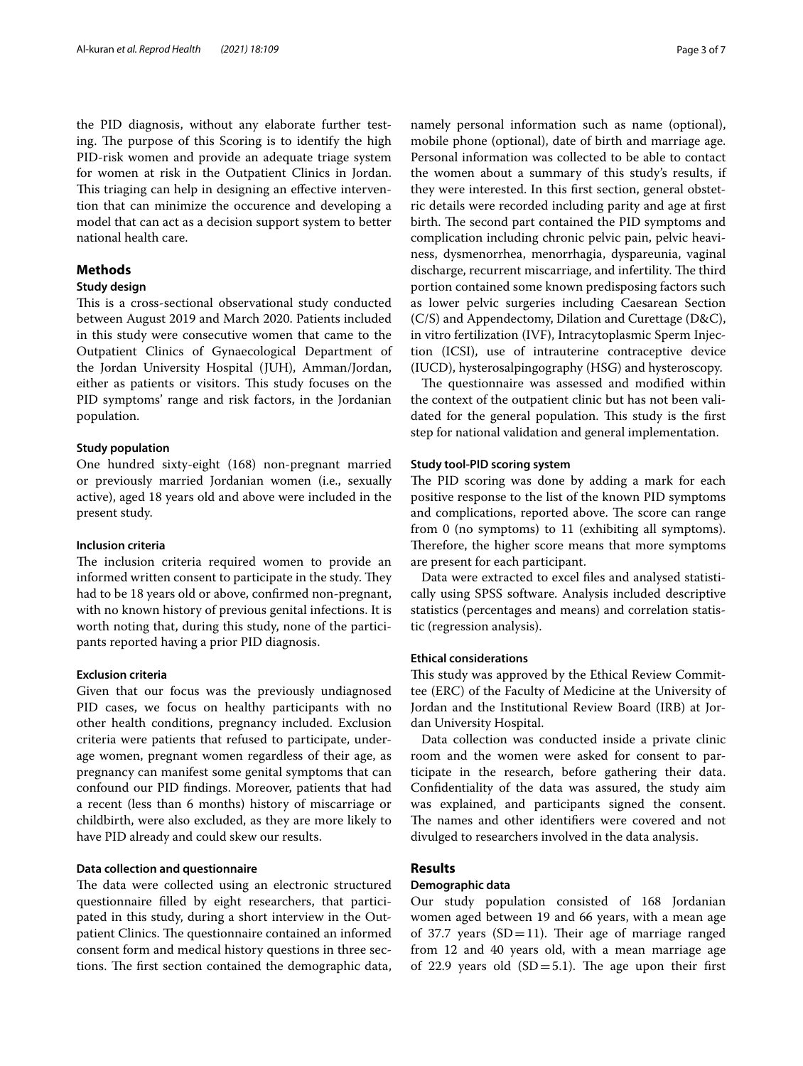the PID diagnosis, without any elaborate further testing. The purpose of this Scoring is to identify the high PID-risk women and provide an adequate triage system for women at risk in the Outpatient Clinics in Jordan. This triaging can help in designing an effective intervention that can minimize the occurence and developing a model that can act as a decision support system to better national health care.

## Methods

### Study design

This is a cross-sectional observational study conducted between August 2019 and March 2020. Patients included in this study were consecutive women that came to the Outpatient Clinics of Gynaecological Department of the Jordan University Hospital (JUH), Amman/Jordan, either as patients or visitors. This study focuses on the PID symptoms' range and risk factors, in the Jordanian population.

#### Study population

One hundred sixty-eight (168) non-pregnant married or previously married Jordanian women (i.e., sexually active), aged 18 years old and above were included in the present study.

#### Inclusion criteria

The inclusion criteria required women to provide an informed written consent to participate in the study. They had to be 18 years old or above, confirmed non-pregnant, with no known history of previous genital infections. It is worth noting that, during this study, none of the participants reported having a prior PID diagnosis.

#### Exclusion criteria

Given that our focus was the previously undiagnosed PID cases, we focus on healthy participants with no other health conditions, pregnancy included. Exclusion criteria were patients that refused to participate, underage women, pregnant women regardless of their age, as pregnancy can manifest some genital symptoms that can confound our PID findings. Moreover, patients that had a recent (less than 6 months) history of miscarriage or childbirth, were also excluded, as they are more likely to have PID already and could skew our results.

#### Data collection and questionnaire

The data were collected using an electronic structured questionnaire filled by eight researchers, that participated in this study, during a short interview in the Outpatient Clinics. The questionnaire contained an informed consent form and medical history questions in three sections. The first section contained the demographic data, namely personal information such as name (optional), mobile phone (optional), date of birth and marriage age. Personal information was collected to be able to contact the women about a summary of this study's results, if they were interested. In this first section, general obstetric details were recorded including parity and age at first birth. The second part contained the PID symptoms and complication including chronic pelvic pain, pelvic heaviness, dysmenorrhea, menorrhagia, dyspareunia, vaginal discharge, recurrent miscarriage, and infertility. The third portion contained some known predisposing factors such as lower pelvic surgeries including Caesarean Section (C/S) and Appendectomy, Dilation and Curettage (D&C), in vitro fertilization (IVF), Intracytoplasmic Sperm Injection (ICSI), use of intrauterine contraceptive device (IUCD), hysterosalpingography (HSG) and hysteroscopy.

The questionnaire was assessed and modified within the context of the outpatient clinic but has not been validated for the general population. This study is the first step for national validation and general implementation.

#### Study tool-PID scoring system

The PID scoring was done by adding a mark for each positive response to the list of the known PID symptoms and complications, reported above. The score can range from 0 (no symptoms) to 11 (exhibiting all symptoms). Therefore, the higher score means that more symptoms are present for each participant.

Data were extracted to excel files and analysed statistically using SPSS software. Analysis included descriptive statistics (percentages and means) and correlation statistic (regression analysis).

#### Ethical considerations

This study was approved by the Ethical Review Committee (ERC) of the Faculty of Medicine at the University of Jordan and the Institutional Review Board (IRB) at Jordan University Hospital.

Data collection was conducted inside a private clinic room and the women were asked for consent to participate in the research, before gathering their data. Confidentiality of the data was assured, the study aim was explained, and participants signed the consent. The names and other identifiers were covered and not divulged to researchers involved in the data analysis.

## Results

### Demographic data

Our study population consisted of 168 Jordanian women aged between 19 and 66 years, with a mean age of 37.7 years (SD = 11). Their age of marriage ranged from 12 and 40 years old, with a mean marriage age of 22.9 years old (SD = 5.1). The age upon their first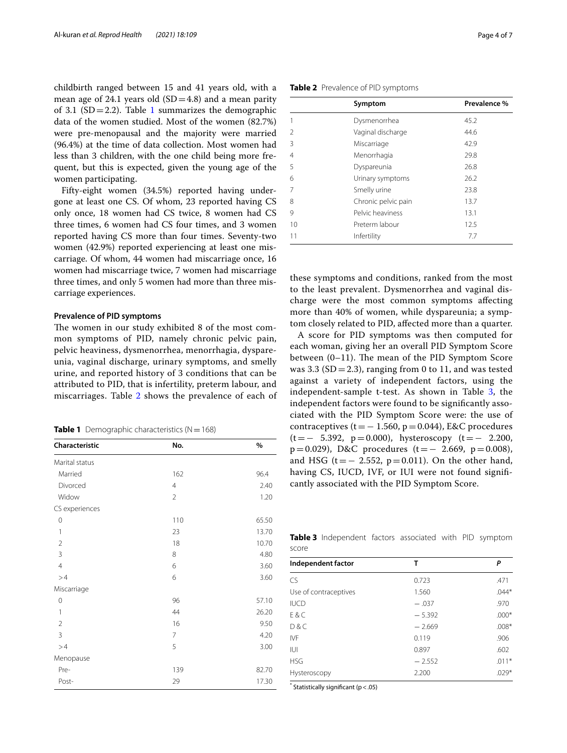childbirth ranged between 15 and 41 years old, with a mean age of 24.1 years old (SD = 4.8) and a mean parity of 3.1 (SD = 2.2). Table 1 summarizes the demographic data of the women studied. Most of the women (82.7%) were pre-menopausal and the majority were married (96.4%) at the time of data collection. Most women had less than 3 children, with the one child being more frequent, but this is expected, given the young age of the women participating.

Fifty-eight women (34.5%) reported having undergone at least one CS. Of whom, 23 reported having CS only once, 18 women had CS twice, 8 women had CS three times, 6 women had CS four times, and 3 women reported having CS more than four times. Seventy-two women (42.9%) reported experiencing at least one miscarriage. Of whom, 44 women had miscarriage once, 16 women had miscarriage twice, 7 women had miscarriage three times, and only 5 women had more than three miscarriage experiences.

**Table 1** Demographic characteristics (N = 168)

| Characteristic | No. | % |
|---|---|---|
| Marital status | | |
| Married | 162 | 96.4 |
| Divorced | 4 | 2.40 |
| Widow | 2 | 1.20 |
| CS experiences | | |
| 0 | 110 | 65.50 |
| 1 | 23 | 13.70 |
| 2 | 18 | 10.70 |
| 3 | 8 | 4.80 |
| 4 | 6 | 3.60 |
| > 4 | 6 | 3.60 |
| Miscarriage | | |
| 0 | 96 | 57.10 |
| 1 | 44 | 26.20 |
| 2 | 16 | 9.50 |
| 3 | 7 | 4.20 |
| > 4 | 5 | 3.00 |
| Menopause | | |
| Pre- | 139 | 82.70 |
| Post- | 29 | 17.30 |

### Prevalence of PID symptoms

The women in our study exhibited 8 of the most common symptoms of PID, namely chronic pelvic pain, pelvic heaviness, dysmenorrhea, menorrhagia, dyspareunia, vaginal discharge, urinary symptoms, and smelly urine, and reported history of 3 conditions that can be attributed to PID, that is infertility, preterm labour, and miscarriages. Table 2 shows the prevalence of each of these symptoms and conditions, ranked from the most to the least prevalent. Dysmenorrhea and vaginal discharge were the most common symptoms affecting more than 40% of women, while dyspareunia; a symptom closely related to PID, affected more than a quarter.

**Table 2** Prevalence of PID symptoms

| | Symptom | Prevalence % |
|---|---|---|
| 1 | Dysmenorrhea | 45.2 |
| 2 | Vaginal discharge | 44.6 |
| 3 | Miscarriage | 42.9 |
| 4 | Menorrhagia | 29.8 |
| 5 | Dyspareunia | 26.8 |
| 6 | Urinary symptoms | 26.2 |
| 7 | Smelly urine | 23.8 |
| 8 | Chronic pelvic pain | 13.7 |
| 9 | Pelvic heaviness | 13.1 |
| 10 | Preterm labour | 12.5 |
| 11 | Infertility | 7.7 |

A score for PID symptoms was then computed for each woman, giving her an overall PID Symptom Score between (0–11). The mean of the PID Symptom Score was 3.3 (SD = 2.3), ranging from 0 to 11, and was tested against a variety of independent factors, using the independent-sample t-test. As shown in Table 3, the independent factors were found to be significantly associated with the PID Symptom Score were: the use of contraceptives (t = − 1.560, p = 0.044), E&C procedures (t = − 5.392, p = 0.000), hysteroscopy (t = − 2.200, p = 0.029), D&C procedures (t = − 2.669, p = 0.008), and HSG (t = − 2.552, p = 0.011). On the other hand, having CS, IUCD, IVF, or IUI were not found significantly associated with the PID Symptom Score.

**Table 3** Independent factors associated with PID symptom score

| Independent factor | T | *P* |
|---|---|---|
| CS | 0.723 | .471 |
| Use of contraceptives | 1.560 | .044* |
| IUCD | − .037 | .970 |
| E & C | − 5.392 | .000* |
| D & C | − 2.669 | .008* |
| IVF | 0.119 | .906 |
| IUI | 0.897 | .602 |
| HSG | − 2.552 | .011* |
| Hysteroscopy | 2.200 | .029* |

\* Statistically significant (p < .05)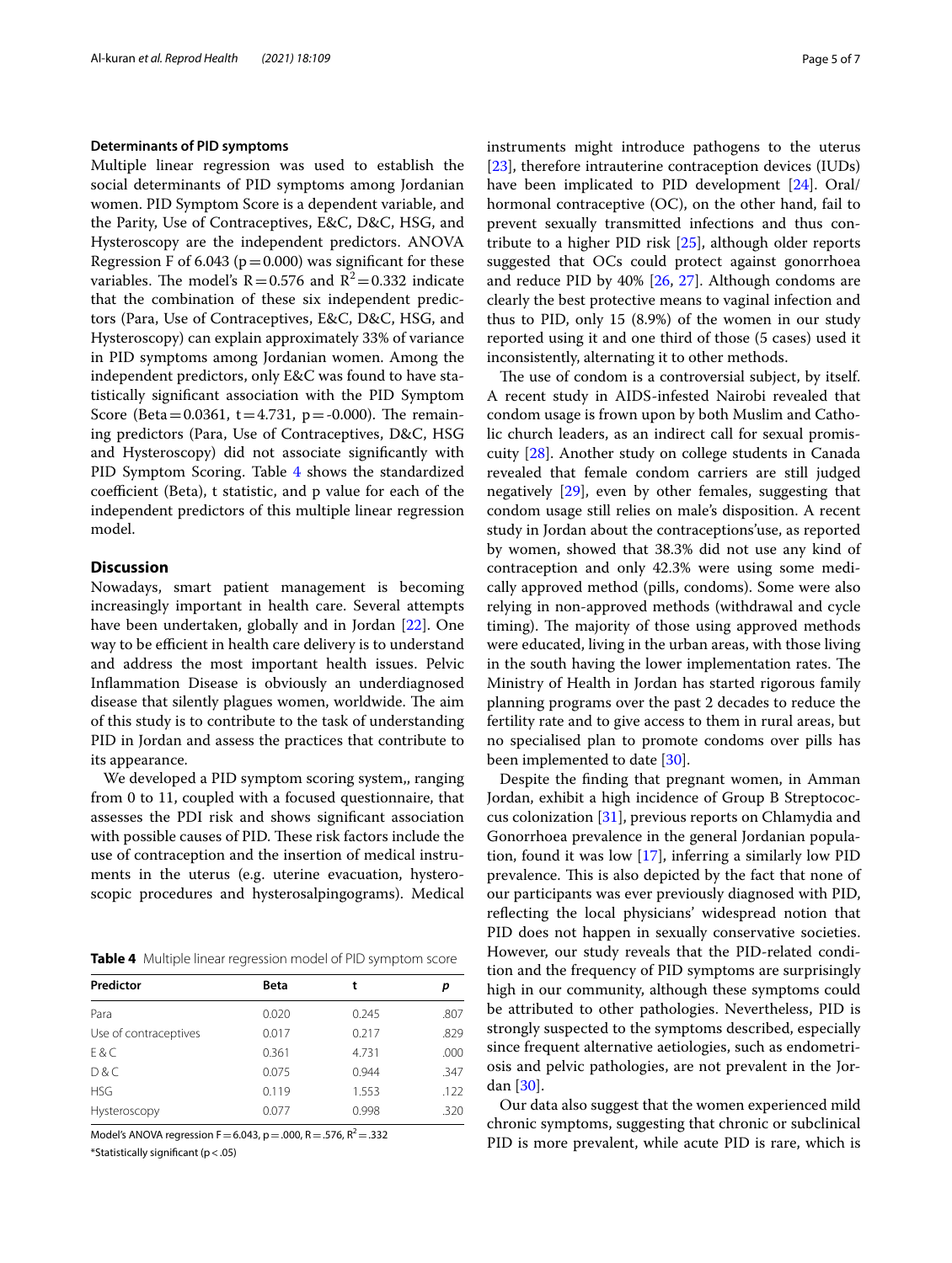### Determinants of PID symptoms

Multiple linear regression was used to establish the social determinants of PID symptoms among Jordanian women. PID Symptom Score is a dependent variable, and the Parity, Use of Contraceptives, E&C, D&C, HSG, and Hysteroscopy are the independent predictors. ANOVA Regression F of 6.043 ($p = 0.000$) was significant for these variables. The model's $R = 0.576$ and $R^2 = 0.332$ indicate that the combination of these six independent predictors (Para, Use of Contraceptives, E&C, D&C, HSG, and Hysteroscopy) can explain approximately 33% of variance in PID symptoms among Jordanian women. Among the independent predictors, only E&C was found to have statistically significant association with the PID Symptom Score (Beta = 0.0361, t = 4.731, p = -0.000). The remaining predictors (Para, Use of Contraceptives, D&C, HSG and Hysteroscopy) did not associate significantly with PID Symptom Scoring. Table 4 shows the standardized coefficient (Beta), t statistic, and p value for each of the independent predictors of this multiple linear regression model.

**Table 4** Multiple linear regression model of PID symptom score

| Predictor | Beta | t | p |
|---|---|---|---|
| Para | 0.020 | 0.245 | .807 |
| Use of contraceptives | 0.017 | 0.217 | .829 |
| E & C | 0.361 | 4.731 | .000 |
| D & C | 0.075 | 0.944 | .347 |
| HSG | 0.119 | 1.553 | .122 |
| Hysteroscopy | 0.077 | 0.998 | .320 |

Model's ANOVA regression $F = 6.043$, $p = .000$, $R = .576$, $R^2 = .332$

*Statistically significant ($p < .05$)

## Discussion

Nowadays, smart patient management is becoming increasingly important in health care. Several attempts have been undertaken, globally and in Jordan [22]. One way to be efficient in health care delivery is to understand and address the most important health issues. Pelvic Inflammation Disease is obviously an underdiagnosed disease that silently plagues women, worldwide. The aim of this study is to contribute to the task of understanding PID in Jordan and assess the practices that contribute to its appearance.

We developed a PID symptom scoring system,, ranging from 0 to 11, coupled with a focused questionnaire, that assesses the PDI risk and shows significant association with possible causes of PID. These risk factors include the use of contraception and the insertion of medical instruments in the uterus (e.g. uterine evacuation, hysteroscopic procedures and hysterosalpingograms). Medical instruments might introduce pathogens to the uterus [23], therefore intrauterine contraception devices (IUDs) have been implicated to PID development [24]. Oral/hormonal contraceptive (OC), on the other hand, fail to prevent sexually transmitted infections and thus contribute to a higher PID risk [25], although older reports suggested that OCs could protect against gonorrhoea and reduce PID by 40% [26, 27]. Although condoms are clearly the best protective means to vaginal infection and thus to PID, only 15 (8.9%) of the women in our study reported using it and one third of those (5 cases) used it inconsistently, alternating it to other methods.

The use of condom is a controversial subject, by itself. A recent study in AIDS-infested Nairobi revealed that condom usage is frown upon by both Muslim and Catholic church leaders, as an indirect call for sexual promiscuity [28]. Another study on college students in Canada revealed that female condom carriers are still judged negatively [29], even by other females, suggesting that condom usage still relies on male's disposition. A recent study in Jordan about the contraceptions'use, as reported by women, showed that 38.3% did not use any kind of contraception and only 42.3% were using some medically approved method (pills, condoms). Some were also relying in non-approved methods (withdrawal and cycle timing). The majority of those using approved methods were educated, living in the urban areas, with those living in the south having the lower implementation rates. The Ministry of Health in Jordan has started rigorous family planning programs over the past 2 decades to reduce the fertility rate and to give access to them in rural areas, but no specialised plan to promote condoms over pills has been implemented to date [30].

Despite the finding that pregnant women, in Amman Jordan, exhibit a high incidence of Group B Streptococcus colonization [31], previous reports on Chlamydia and Gonorrhoea prevalence in the general Jordanian population, found it was low [17], inferring a similarly low PID prevalence. This is also depicted by the fact that none of our participants was ever previously diagnosed with PID, reflecting the local physicians' widespread notion that PID does not happen in sexually conservative societies. However, our study reveals that the PID-related condition and the frequency of PID symptoms are surprisingly high in our community, although these symptoms could be attributed to other pathologies. Nevertheless, PID is strongly suspected to the symptoms described, especially since frequent alternative aetiologies, such as endometriosis and pelvic pathologies, are not prevalent in the Jordan [30].

Our data also suggest that the women experienced mild chronic symptoms, suggesting that chronic or subclinical PID is more prevalent, while acute PID is rare, which is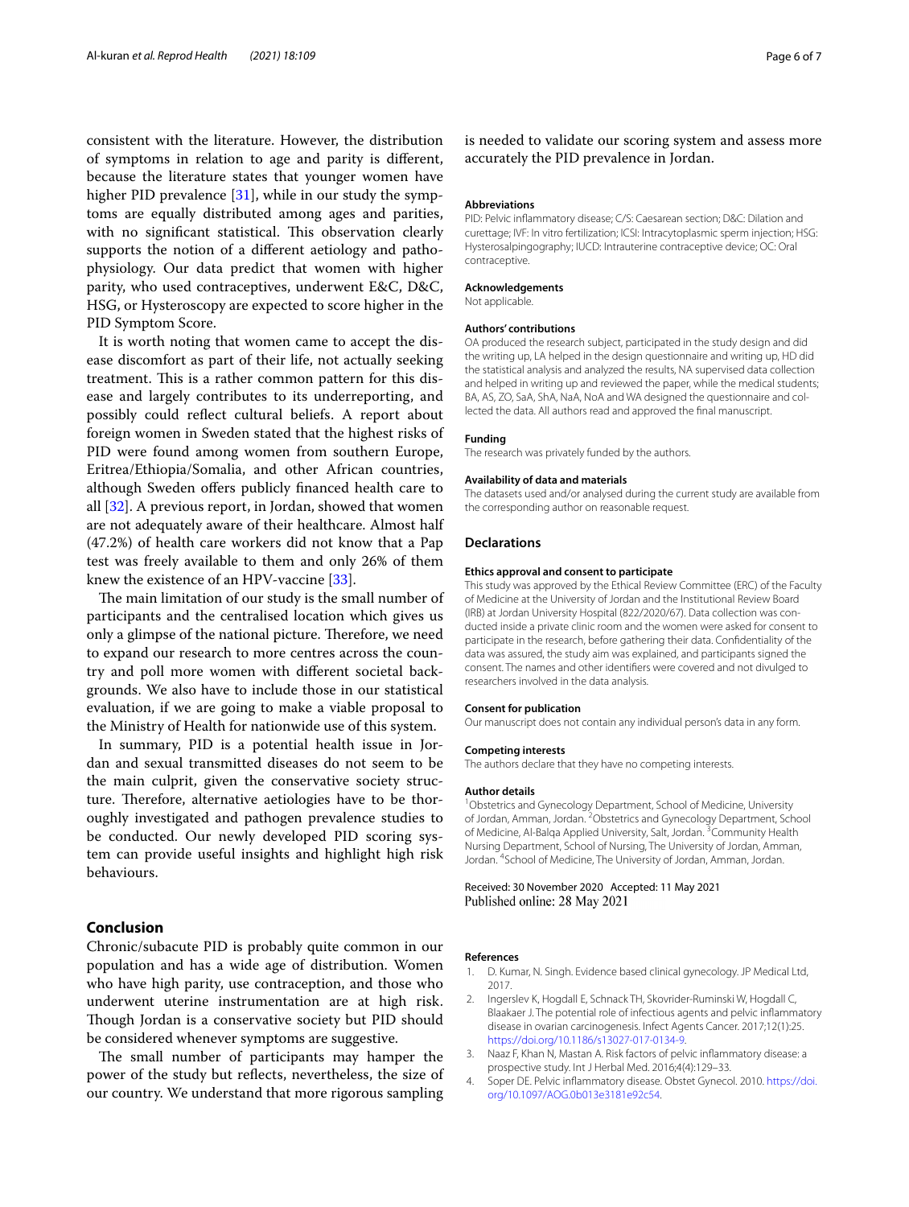consistent with the literature. However, the distribution of symptoms in relation to age and parity is different, because the literature states that younger women have higher PID prevalence [31], while in our study the symptoms are equally distributed among ages and parities, with no significant statistical. This observation clearly supports the notion of a different aetiology and pathophysiology. Our data predict that women with higher parity, who used contraceptives, underwent E&C, D&C, HSG, or Hysteroscopy are expected to score higher in the PID Symptom Score.

It is worth noting that women came to accept the disease discomfort as part of their life, not actually seeking treatment. This is a rather common pattern for this disease and largely contributes to its underreporting, and possibly could reflect cultural beliefs. A report about foreign women in Sweden stated that the highest risks of PID were found among women from southern Europe, Eritrea/Ethiopia/Somalia, and other African countries, although Sweden offers publicly financed health care to all [32]. A previous report, in Jordan, showed that women are not adequately aware of their healthcare. Almost half (47.2%) of health care workers did not know that a Pap test was freely available to them and only 26% of them knew the existence of an HPV-vaccine [33].

The main limitation of our study is the small number of participants and the centralised location which gives us only a glimpse of the national picture. Therefore, we need to expand our research to more centres across the country and poll more women with different societal backgrounds. We also have to include those in our statistical evaluation, if we are going to make a viable proposal to the Ministry of Health for nationwide use of this system.

In summary, PID is a potential health issue in Jordan and sexual transmitted diseases do not seem to be the main culprit, given the conservative society structure. Therefore, alternative aetiologies have to be thoroughly investigated and pathogen prevalence studies to be conducted. Our newly developed PID scoring system can provide useful insights and highlight high risk behaviours.

## Conclusion

Chronic/subacute PID is probably quite common in our population and has a wide age of distribution. Women who have high parity, use contraception, and those who underwent uterine instrumentation are at high risk. Though Jordan is a conservative society but PID should be considered whenever symptoms are suggestive.

The small number of participants may hamper the power of the study but reflects, nevertheless, the size of our country. We understand that more rigorous sampling is needed to validate our scoring system and assess more accurately the PID prevalence in Jordan.

#### Abbreviations

PID: Pelvic inflammatory disease; C/S: Caesarean section; D&C: Dilation and curettage; IVF: In vitro fertilization; ICSI: Intracytoplasmic sperm injection; HSG: Hysterosalpingography; IUCD: Intrauterine contraceptive device; OC: Oral contraceptive.

#### Acknowledgements

Not applicable.

#### Authors' contributions

OA produced the research subject, participated in the study design and did the writing up, LA helped in the design questionnaire and writing up, HD did the statistical analysis and analyzed the results, NA supervised data collection and helped in writing up and reviewed the paper, while the medical students; BA, AS, ZO, SaA, ShA, NaA, NoA and WA designed the questionnaire and collected the data. All authors read and approved the final manuscript.

#### Funding

The research was privately funded by the authors.

#### Availability of data and materials

The datasets used and/or analysed during the current study are available from the corresponding author on reasonable request.

## Declarations

#### Ethics approval and consent to participate

This study was approved by the Ethical Review Committee (ERC) of the Faculty of Medicine at the University of Jordan and the Institutional Review Board (IRB) at Jordan University Hospital (822/2020/67). Data collection was conducted inside a private clinic room and the women were asked for consent to participate in the research, before gathering their data. Confidentiality of the data was assured, the study aim was explained, and participants signed the consent. The names and other identifiers were covered and not divulged to researchers involved in the data analysis.

#### Consent for publication

Our manuscript does not contain any individual person's data in any form.

#### Competing interests

The authors declare that they have no competing interests.

#### Author details

[1]Obstetrics and Gynecology Department, School of Medicine, University of Jordan, Amman, Jordan. [2]Obstetrics and Gynecology Department, School of Medicine, Al-Balqa Applied University, Salt, Jordan. [3]Community Health Nursing Department, School of Nursing, The University of Jordan, Amman, Jordan. [4]School of Medicine, The University of Jordan, Amman, Jordan.

Received: 30 November 2020 Accepted: 11 May 2021
Published online: 28 May 2021

#### References

1. D. Kumar, N. Singh. Evidence based clinical gynecology. JP Medical Ltd, 2017.
2. Ingerslev K, Hogdall E, Schnack TH, Skovrider-Ruminski W, Hogdall C, Blaakaer J. The potential role of infectious agents and pelvic inflammatory disease in ovarian carcinogenesis. Infect Agents Cancer. 2017;12(1):25. https://doi.org/10.1186/s13027-017-0134-9.
3. Naaz F, Khan N, Mastan A. Risk factors of pelvic inflammatory disease: a prospective study. Int J Herbal Med. 2016;4(4):129–33.
4. Soper DE. Pelvic inflammatory disease. Obstet Gynecol. 2010. https://doi.org/10.1097/AOG.0b013e3181e92c54.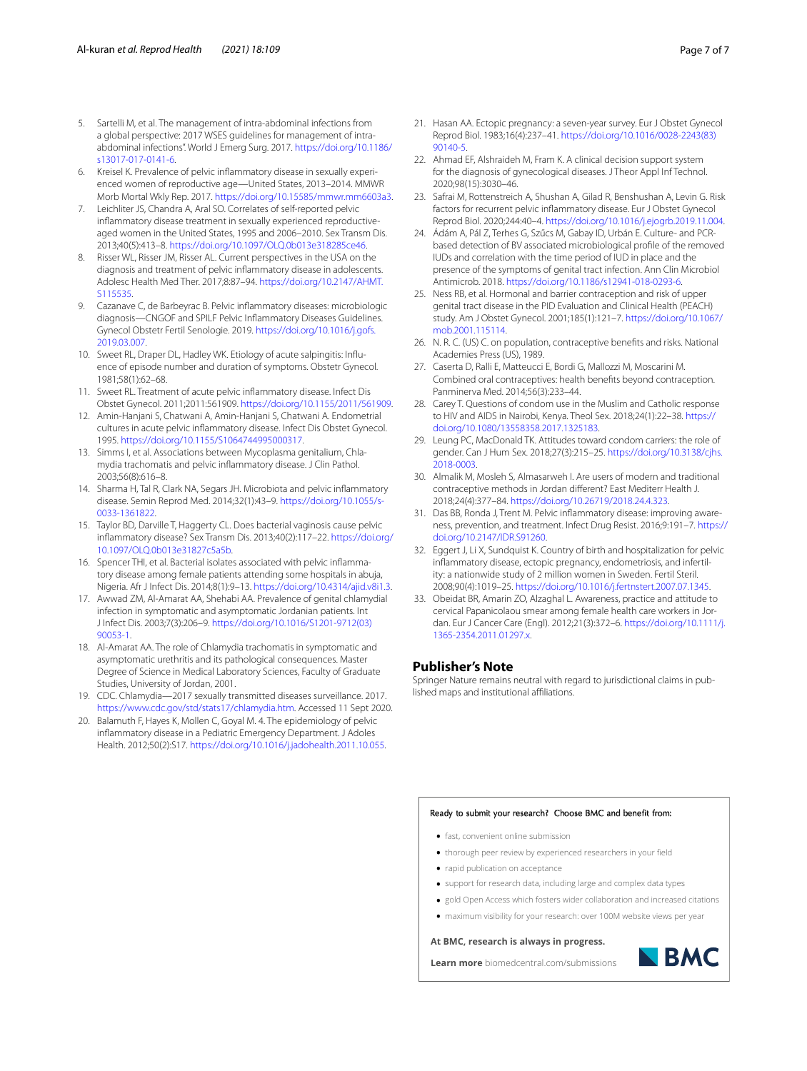5. Sartelli M, et al. The management of intra-abdominal infections from a global perspective: 2017 WSES guidelines for management of intra-abdominal infections". World J Emerg Surg. 2017. https://doi.org/10.1186/s13017-017-0141-6.
6. Kreisel K. Prevalence of pelvic inflammatory disease in sexually experienced women of reproductive age—United States, 2013–2014. MMWR Morb Mortal Wkly Rep. 2017. https://doi.org/10.15585/mmwr.mm6603a3.
7. Leichliter JS, Chandra A, Aral SO. Correlates of self-reported pelvic inflammatory disease treatment in sexually experienced reproductive-aged women in the United States, 1995 and 2006–2010. Sex Transm Dis. 2013;40(5):413–8. https://doi.org/10.1097/OLQ.0b013e318285ce46.
8. Risser WL, Risser JM, Risser AL. Current perspectives in the USA on the diagnosis and treatment of pelvic inflammatory disease in adolescents. Adolesc Health Med Ther. 2017;8:87–94. https://doi.org/10.2147/AHMT.S115535.
9. Cazanave C, de Barbeyrac B. Pelvic inflammatory diseases: microbiologic diagnosis—CNGOF and SPILF Pelvic Inflammatory Diseases Guidelines. Gynecol Obstetr Fertil Senologie. 2019. https://doi.org/10.1016/j.gofs.2019.03.007.
10. Sweet RL, Draper DL, Hadley WK. Etiology of acute salpingitis: Influence of episode number and duration of symptoms. Obstetr Gynecol. 1981;58(1):62–68.
11. Sweet RL. Treatment of acute pelvic inflammatory disease. Infect Dis Obstet Gynecol. 2011;2011:561909. https://doi.org/10.1155/2011/561909.
12. Amin-Hanjani S, Chatwani A, Amin-Hanjani S, Chatwani A. Endometrial cultures in acute pelvic inflammatory disease. Infect Dis Obstet Gynecol. 1995. https://doi.org/10.1155/S1064744995000317.
13. Simms I, et al. Associations between Mycoplasma genitalium, Chlamydia trachomatis and pelvic inflammatory disease. J Clin Pathol. 2003;56(8):616–8.
14. Sharma H, Tal R, Clark NA, Segars JH. Microbiota and pelvic inflammatory disease. Semin Reprod Med. 2014;32(1):43–9. https://doi.org/10.1055/s-0033-1361822.
15. Taylor BD, Darville T, Haggerty CL. Does bacterial vaginosis cause pelvic inflammatory disease? Sex Transm Dis. 2013;40(2):117–22. https://doi.org/10.1097/OLQ.0b013e31827c5a5b.
16. Spencer THI, et al. Bacterial isolates associated with pelvic inflammatory disease among female patients attending some hospitals in abuja, Nigeria. Afr J Infect Dis. 2014;8(1):9–13. https://doi.org/10.4314/ajid.v8i1.3.
17. Awwad ZM, Al-Amarat AA, Shehabi AA. Prevalence of genital chlamydial infection in symptomatic and asymptomatic Jordanian patients. Int J Infect Dis. 2003;7(3):206–9. https://doi.org/10.1016/S1201-9712(03)90053-1.
18. Al-Amarat AA. The role of Chlamydia trachomatis in symptomatic and asymptomatic urethritis and its pathological consequences. Master Degree of Science in Medical Laboratory Sciences, Faculty of Graduate Studies, University of Jordan, 2001.
19. CDC. Chlamydia—2017 sexually transmitted diseases surveillance. 2017. https://www.cdc.gov/std/stats17/chlamydia.htm. Accessed 11 Sept 2020.
20. Balamuth F, Hayes K, Mollen C, Goyal M. 4. The epidemiology of pelvic inflammatory disease in a Pediatric Emergency Department. J Adoles Health. 2012;50(2):S17. https://doi.org/10.1016/j.jadohealth.2011.10.055.
21. Hasan AA. Ectopic pregnancy: a seven-year survey. Eur J Obstet Gynecol Reprod Biol. 1983;16(4):237–41. https://doi.org/10.1016/0028-2243(83)90140-5.
22. Ahmad EF, Alshraideh M, Fram K. A clinical decision support system for the diagnosis of gynecological diseases. J Theor Appl Inf Technol. 2020;98(15):3030–46.
23. Safrai M, Rottenstreich A, Shushan A, Gilad R, Benshushan A, Levin G. Risk factors for recurrent pelvic inflammatory disease. Eur J Obstet Gynecol Reprod Biol. 2020;244:40–4. https://doi.org/10.1016/j.ejogrb.2019.11.004.
24. Ádám A, Pál Z, Terhes G, Szűcs M, Gabay ID, Urbán E. Culture- and PCR-based detection of BV associated microbiological profile of the removed IUDs and correlation with the time period of IUD in place and the presence of the symptoms of genital tract infection. Ann Clin Microbiol Antimicrob. 2018. https://doi.org/10.1186/s12941-018-0293-6.
25. Ness RB, et al. Hormonal and barrier contraception and risk of upper genital tract disease in the PID Evaluation and Clinical Health (PEACH) study. Am J Obstet Gynecol. 2001;185(1):121–7. https://doi.org/10.1067/mob.2001.115114.
26. N. R. C. (US) C. on population, contraceptive benefits and risks. National Academies Press (US), 1989.
27. Caserta D, Ralli E, Matteucci E, Bordi G, Mallozzi M, Moscarini M. Combined oral contraceptives: health benefits beyond contraception. Panminerva Med. 2014;56(3):233–44.
28. Carey T. Questions of condom use in the Muslim and Catholic response to HIV and AIDS in Nairobi, Kenya. Theol Sex. 2018;24(1):22–38. https://doi.org/10.1080/13558358.2017.1325183.
29. Leung PC, MacDonald TK. Attitudes toward condom carriers: the role of gender. Can J Hum Sex. 2018;27(3):215–25. https://doi.org/10.3138/cjhs.2018-0003.
30. Almalik M, Mosleh S, Almasarweh I. Are users of modern and traditional contraceptive methods in Jordan different? East Mediterr Health J. 2018;24(4):377–84. https://doi.org/10.26719/2018.24.4.323.
31. Das BB, Ronda J, Trent M. Pelvic inflammatory disease: improving awareness, prevention, and treatment. Infect Drug Resist. 2016;9:191–7. https://doi.org/10.2147/IDR.S91260.
32. Eggert J, Li X, Sundquist K. Country of birth and hospitalization for pelvic inflammatory disease, ectopic pregnancy, endometriosis, and infertility: a nationwide study of 2 million women in Sweden. Fertil Steril. 2008;90(4):1019–25. https://doi.org/10.1016/j.fertnstert.2007.07.1345.
33. Obeidat BR, Amarin ZO, Alzaghal L. Awareness, practice and attitude to cervical Papanicolaou smear among female health care workers in Jordan. Eur J Cancer Care (Engl). 2012;21(3):372–6. https://doi.org/10.1111/j.1365-2354.2011.01297.x.

## Publisher's Note

Springer Nature remains neutral with regard to jurisdictional claims in published maps and institutional affiliations.

Ready to submit your research? Choose BMC and benefit from:

- fast, convenient online submission
- thorough peer review by experienced researchers in your field
- rapid publication on acceptance
- support for research data, including large and complex data types
- gold Open Access which fosters wider collaboration and increased citations
- maximum visibility for your research: over 100M website views per year

**At BMC, research is always in progress.**

**Learn more** biomedcentral.com/submissions

BMC